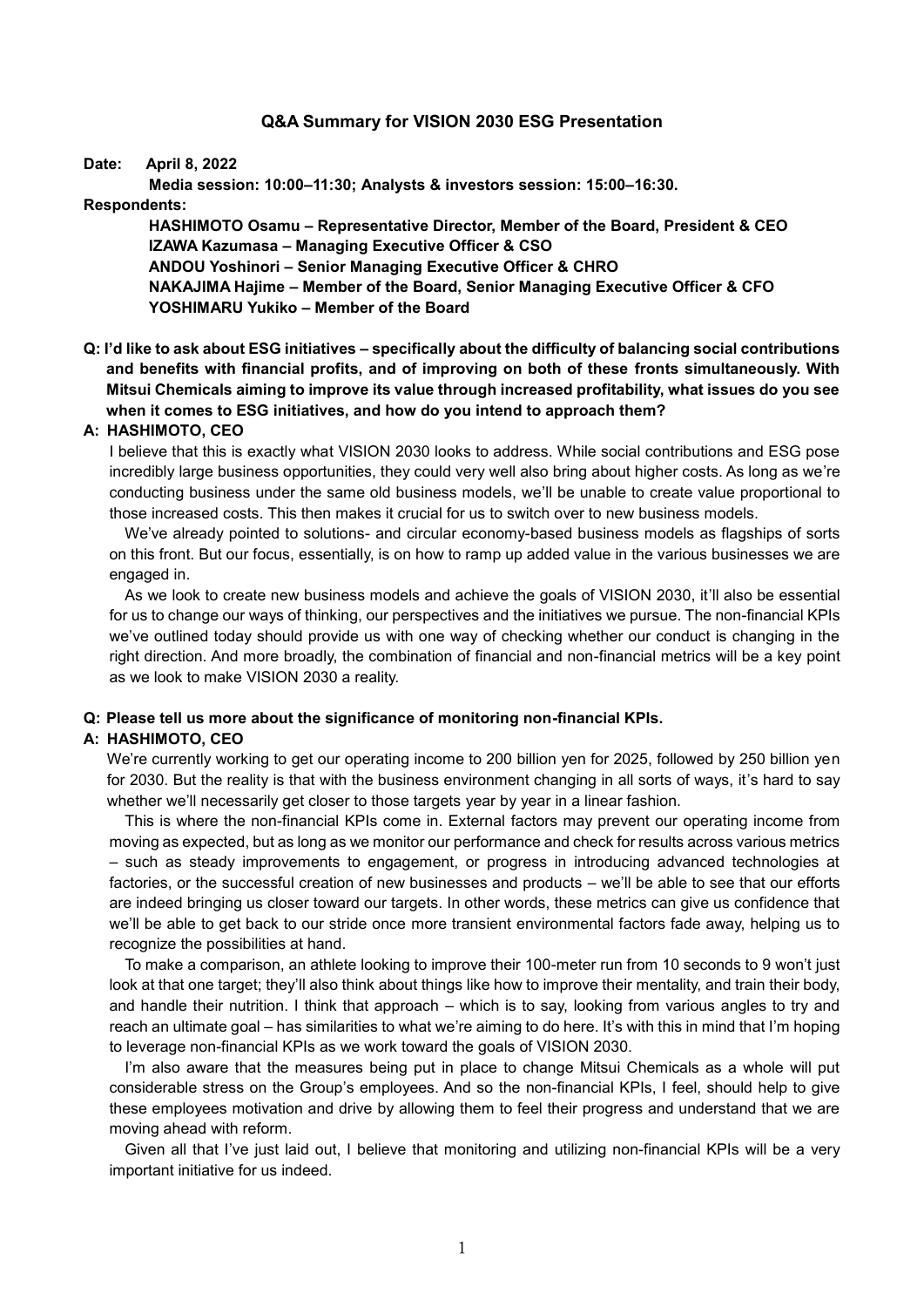# Q&A Summary for VISION 2030 ESG Presentation

**Date: April 8, 2022**

**Media session: 10:00–11:30; Analysts & investors session: 15:00–16:30.**

**Respondents:**

**HASHIMOTO Osamu – Representative Director, Member of the Board, President & CEO**
**IZAWA Kazumasa – Managing Executive Officer & CSO**
**ANDOU Yoshinori – Senior Managing Executive Officer & CHRO**
**NAKAJIMA Hajime – Member of the Board, Senior Managing Executive Officer & CFO**
**YOSHIMARU Yukiko – Member of the Board**

**Q: I'd like to ask about ESG initiatives – specifically about the difficulty of balancing social contributions and benefits with financial profits, and of improving on both of these fronts simultaneously. With Mitsui Chemicals aiming to improve its value through increased profitability, what issues do you see when it comes to ESG initiatives, and how do you intend to approach them?**

**A: HASHIMOTO, CEO**

I believe that this is exactly what VISION 2030 looks to address. While social contributions and ESG pose incredibly large business opportunities, they could very well also bring about higher costs. As long as we're conducting business under the same old business models, we'll be unable to create value proportional to those increased costs. This then makes it crucial for us to switch over to new business models.

We've already pointed to solutions- and circular economy-based business models as flagships of sorts on this front. But our focus, essentially, is on how to ramp up added value in the various businesses we are engaged in.

As we look to create new business models and achieve the goals of VISION 2030, it'll also be essential for us to change our ways of thinking, our perspectives and the initiatives we pursue. The non-financial KPIs we've outlined today should provide us with one way of checking whether our conduct is changing in the right direction. And more broadly, the combination of financial and non-financial metrics will be a key point as we look to make VISION 2030 a reality.

**Q: Please tell us more about the significance of monitoring non-financial KPIs.**

**A: HASHIMOTO, CEO**

We're currently working to get our operating income to 200 billion yen for 2025, followed by 250 billion yen for 2030. But the reality is that with the business environment changing in all sorts of ways, it's hard to say whether we'll necessarily get closer to those targets year by year in a linear fashion.

This is where the non-financial KPIs come in. External factors may prevent our operating income from moving as expected, but as long as we monitor our performance and check for results across various metrics – such as steady improvements to engagement, or progress in introducing advanced technologies at factories, or the successful creation of new businesses and products – we'll be able to see that our efforts are indeed bringing us closer toward our targets. In other words, these metrics can give us confidence that we'll be able to get back to our stride once more transient environmental factors fade away, helping us to recognize the possibilities at hand.

To make a comparison, an athlete looking to improve their 100-meter run from 10 seconds to 9 won't just look at that one target; they'll also think about things like how to improve their mentality, and train their body, and handle their nutrition. I think that approach – which is to say, looking from various angles to try and reach an ultimate goal – has similarities to what we're aiming to do here. It's with this in mind that I'm hoping to leverage non-financial KPIs as we work toward the goals of VISION 2030.

I'm also aware that the measures being put in place to change Mitsui Chemicals as a whole will put considerable stress on the Group's employees. And so the non-financial KPIs, I feel, should help to give these employees motivation and drive by allowing them to feel their progress and understand that we are moving ahead with reform.

Given all that I've just laid out, I believe that monitoring and utilizing non-financial KPIs will be a very important initiative for us indeed.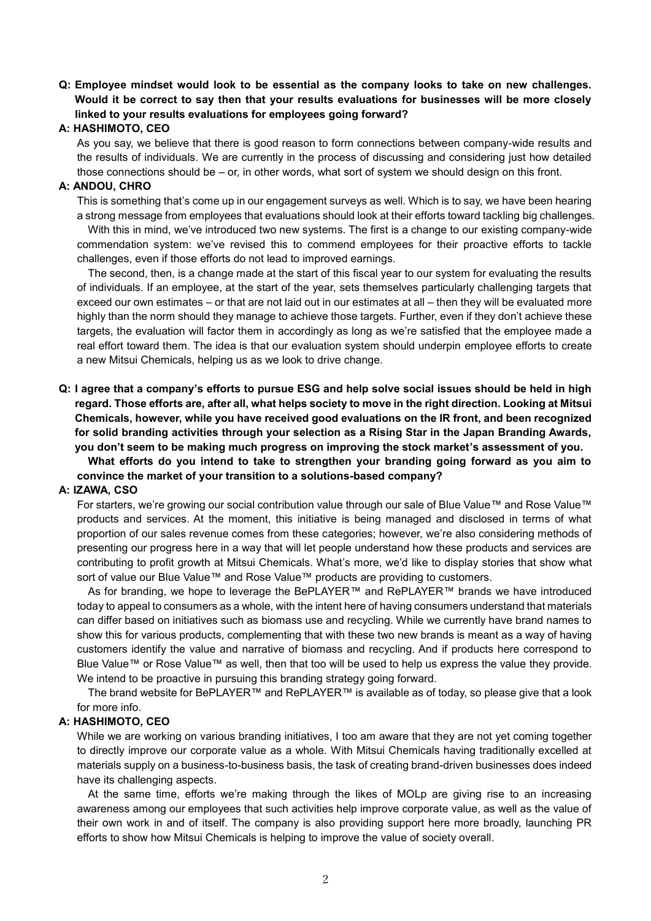**Q: Employee mindset would look to be essential as the company looks to take on new challenges. Would it be correct to say then that your results evaluations for businesses will be more closely linked to your results evaluations for employees going forward?**

**A: HASHIMOTO, CEO**

As you say, we believe that there is good reason to form connections between company-wide results and the results of individuals. We are currently in the process of discussing and considering just how detailed those connections should be – or, in other words, what sort of system we should design on this front.

**A: ANDOU, CHRO**

This is something that's come up in our engagement surveys as well. Which is to say, we have been hearing a strong message from employees that evaluations should look at their efforts toward tackling big challenges.

With this in mind, we've introduced two new systems. The first is a change to our existing company-wide commendation system: we've revised this to commend employees for their proactive efforts to tackle challenges, even if those efforts do not lead to improved earnings.

The second, then, is a change made at the start of this fiscal year to our system for evaluating the results of individuals. If an employee, at the start of the year, sets themselves particularly challenging targets that exceed our own estimates – or that are not laid out in our estimates at all – then they will be evaluated more highly than the norm should they manage to achieve those targets. Further, even if they don't achieve these targets, the evaluation will factor them in accordingly as long as we're satisfied that the employee made a real effort toward them. The idea is that our evaluation system should underpin employee efforts to create a new Mitsui Chemicals, helping us as we look to drive change.

**Q: I agree that a company's efforts to pursue ESG and help solve social issues should be held in high regard. Those efforts are, after all, what helps society to move in the right direction. Looking at Mitsui Chemicals, however, while you have received good evaluations on the IR front, and been recognized for solid branding activities through your selection as a Rising Star in the Japan Branding Awards, you don't seem to be making much progress on improving the stock market's assessment of you.**

**What efforts do you intend to take to strengthen your branding going forward as you aim to convince the market of your transition to a solutions-based company?**

**A: IZAWA, CSO**

For starters, we're growing our social contribution value through our sale of Blue Value™ and Rose Value™ products and services. At the moment, this initiative is being managed and disclosed in terms of what proportion of our sales revenue comes from these categories; however, we're also considering methods of presenting our progress here in a way that will let people understand how these products and services are contributing to profit growth at Mitsui Chemicals. What's more, we'd like to display stories that show what sort of value our Blue Value™ and Rose Value™ products are providing to customers.

As for branding, we hope to leverage the BePLAYER™ and RePLAYER™ brands we have introduced today to appeal to consumers as a whole, with the intent here of having consumers understand that materials can differ based on initiatives such as biomass use and recycling. While we currently have brand names to show this for various products, complementing that with these two new brands is meant as a way of having customers identify the value and narrative of biomass and recycling. And if products here correspond to Blue Value™ or Rose Value™ as well, then that too will be used to help us express the value they provide. We intend to be proactive in pursuing this branding strategy going forward.

The brand website for BePLAYER™ and RePLAYER™ is available as of today, so please give that a look for more info.

**A: HASHIMOTO, CEO**

While we are working on various branding initiatives, I too am aware that they are not yet coming together to directly improve our corporate value as a whole. With Mitsui Chemicals having traditionally excelled at materials supply on a business-to-business basis, the task of creating brand-driven businesses does indeed have its challenging aspects.

At the same time, efforts we're making through the likes of MOLp are giving rise to an increasing awareness among our employees that such activities help improve corporate value, as well as the value of their own work in and of itself. The company is also providing support here more broadly, launching PR efforts to show how Mitsui Chemicals is helping to improve the value of society overall.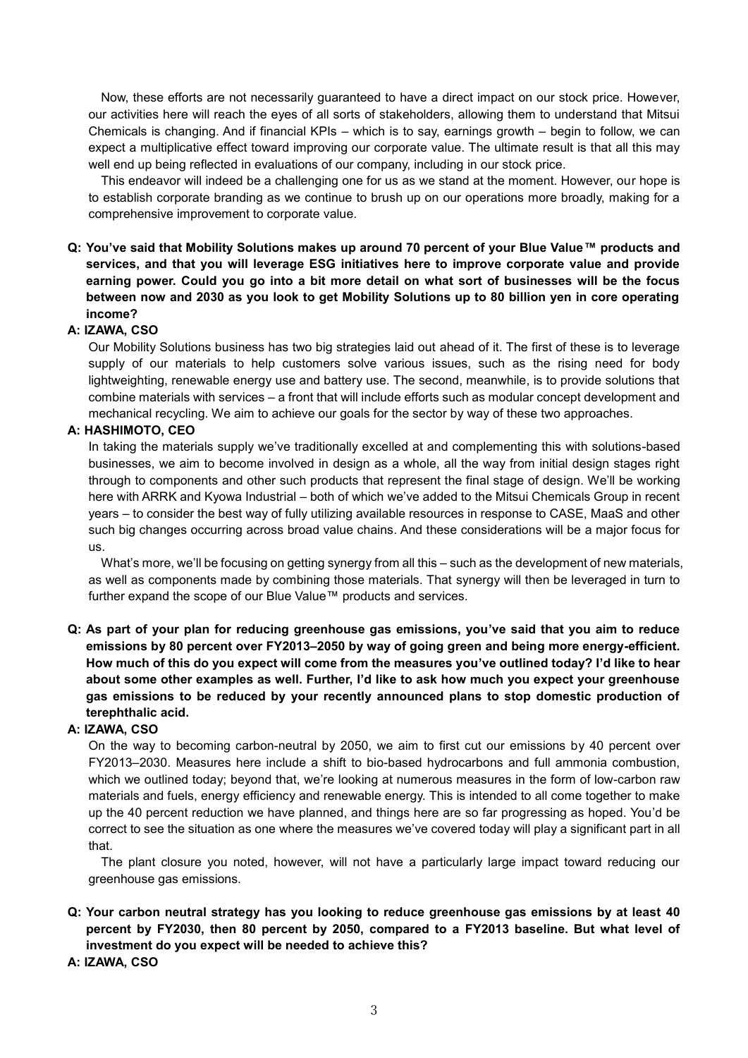Now, these efforts are not necessarily guaranteed to have a direct impact on our stock price. However, our activities here will reach the eyes of all sorts of stakeholders, allowing them to understand that Mitsui Chemicals is changing. And if financial KPIs – which is to say, earnings growth – begin to follow, we can expect a multiplicative effect toward improving our corporate value. The ultimate result is that all this may well end up being reflected in evaluations of our company, including in our stock price.

This endeavor will indeed be a challenging one for us as we stand at the moment. However, our hope is to establish corporate branding as we continue to brush up on our operations more broadly, making for a comprehensive improvement to corporate value.

**Q: You've said that Mobility Solutions makes up around 70 percent of your Blue Value™ products and services, and that you will leverage ESG initiatives here to improve corporate value and provide earning power. Could you go into a bit more detail on what sort of businesses will be the focus between now and 2030 as you look to get Mobility Solutions up to 80 billion yen in core operating income?**

**A: IZAWA, CSO**

Our Mobility Solutions business has two big strategies laid out ahead of it. The first of these is to leverage supply of our materials to help customers solve various issues, such as the rising need for body lightweighting, renewable energy use and battery use. The second, meanwhile, is to provide solutions that combine materials with services – a front that will include efforts such as modular concept development and mechanical recycling. We aim to achieve our goals for the sector by way of these two approaches.

**A: HASHIMOTO, CEO**

In taking the materials supply we've traditionally excelled at and complementing this with solutions-based businesses, we aim to become involved in design as a whole, all the way from initial design stages right through to components and other such products that represent the final stage of design. We'll be working here with ARRK and Kyowa Industrial – both of which we've added to the Mitsui Chemicals Group in recent years – to consider the best way of fully utilizing available resources in response to CASE, MaaS and other such big changes occurring across broad value chains. And these considerations will be a major focus for us.

What's more, we'll be focusing on getting synergy from all this – such as the development of new materials, as well as components made by combining those materials. That synergy will then be leveraged in turn to further expand the scope of our Blue Value™ products and services.

**Q: As part of your plan for reducing greenhouse gas emissions, you've said that you aim to reduce emissions by 80 percent over FY2013–2050 by way of going green and being more energy-efficient. How much of this do you expect will come from the measures you've outlined today? I'd like to hear about some other examples as well. Further, I'd like to ask how much you expect your greenhouse gas emissions to be reduced by your recently announced plans to stop domestic production of terephthalic acid.**

**A: IZAWA, CSO**

On the way to becoming carbon-neutral by 2050, we aim to first cut our emissions by 40 percent over FY2013–2030. Measures here include a shift to bio-based hydrocarbons and full ammonia combustion, which we outlined today; beyond that, we're looking at numerous measures in the form of low-carbon raw materials and fuels, energy efficiency and renewable energy. This is intended to all come together to make up the 40 percent reduction we have planned, and things here are so far progressing as hoped. You'd be correct to see the situation as one where the measures we've covered today will play a significant part in all that.

The plant closure you noted, however, will not have a particularly large impact toward reducing our greenhouse gas emissions.

**Q: Your carbon neutral strategy has you looking to reduce greenhouse gas emissions by at least 40 percent by FY2030, then 80 percent by 2050, compared to a FY2013 baseline. But what level of investment do you expect will be needed to achieve this?**

**A: IZAWA, CSO**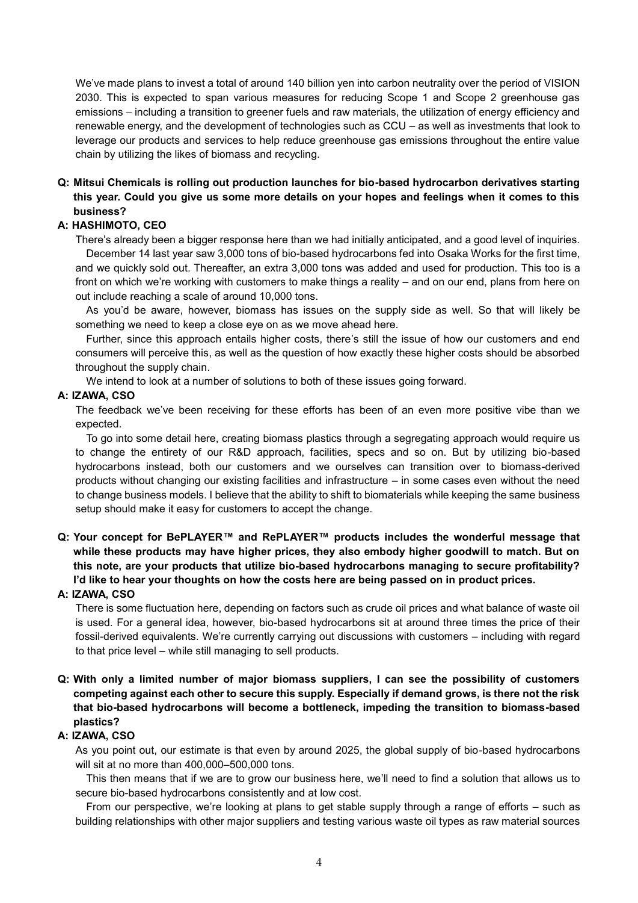We've made plans to invest a total of around 140 billion yen into carbon neutrality over the period of VISION 2030. This is expected to span various measures for reducing Scope 1 and Scope 2 greenhouse gas emissions – including a transition to greener fuels and raw materials, the utilization of energy efficiency and renewable energy, and the development of technologies such as CCU – as well as investments that look to leverage our products and services to help reduce greenhouse gas emissions throughout the entire value chain by utilizing the likes of biomass and recycling.

**Q: Mitsui Chemicals is rolling out production launches for bio-based hydrocarbon derivatives starting this year. Could you give us some more details on your hopes and feelings when it comes to this business?**

**A: HASHIMOTO, CEO**

There's already been a bigger response here than we had initially anticipated, and a good level of inquiries.

December 14 last year saw 3,000 tons of bio-based hydrocarbons fed into Osaka Works for the first time, and we quickly sold out. Thereafter, an extra 3,000 tons was added and used for production. This too is a front on which we're working with customers to make things a reality – and on our end, plans from here on out include reaching a scale of around 10,000 tons.

As you'd be aware, however, biomass has issues on the supply side as well. So that will likely be something we need to keep a close eye on as we move ahead here.

Further, since this approach entails higher costs, there's still the issue of how our customers and end consumers will perceive this, as well as the question of how exactly these higher costs should be absorbed throughout the supply chain.

We intend to look at a number of solutions to both of these issues going forward.

**A: IZAWA, CSO**

The feedback we've been receiving for these efforts has been of an even more positive vibe than we expected.

To go into some detail here, creating biomass plastics through a segregating approach would require us to change the entirety of our R&D approach, facilities, specs and so on. But by utilizing bio-based hydrocarbons instead, both our customers and we ourselves can transition over to biomass-derived products without changing our existing facilities and infrastructure – in some cases even without the need to change business models. I believe that the ability to shift to biomaterials while keeping the same business setup should make it easy for customers to accept the change.

**Q: Your concept for BePLAYER™ and RePLAYER™ products includes the wonderful message that while these products may have higher prices, they also embody higher goodwill to match. But on this note, are your products that utilize bio-based hydrocarbons managing to secure profitability? I'd like to hear your thoughts on how the costs here are being passed on in product prices.**

**A: IZAWA, CSO**

There is some fluctuation here, depending on factors such as crude oil prices and what balance of waste oil is used. For a general idea, however, bio-based hydrocarbons sit at around three times the price of their fossil-derived equivalents. We're currently carrying out discussions with customers – including with regard to that price level – while still managing to sell products.

**Q: With only a limited number of major biomass suppliers, I can see the possibility of customers competing against each other to secure this supply. Especially if demand grows, is there not the risk that bio-based hydrocarbons will become a bottleneck, impeding the transition to biomass-based plastics?**

**A: IZAWA, CSO**

As you point out, our estimate is that even by around 2025, the global supply of bio-based hydrocarbons will sit at no more than 400,000–500,000 tons.

This then means that if we are to grow our business here, we'll need to find a solution that allows us to secure bio-based hydrocarbons consistently and at low cost.

From our perspective, we're looking at plans to get stable supply through a range of efforts – such as building relationships with other major suppliers and testing various waste oil types as raw material sources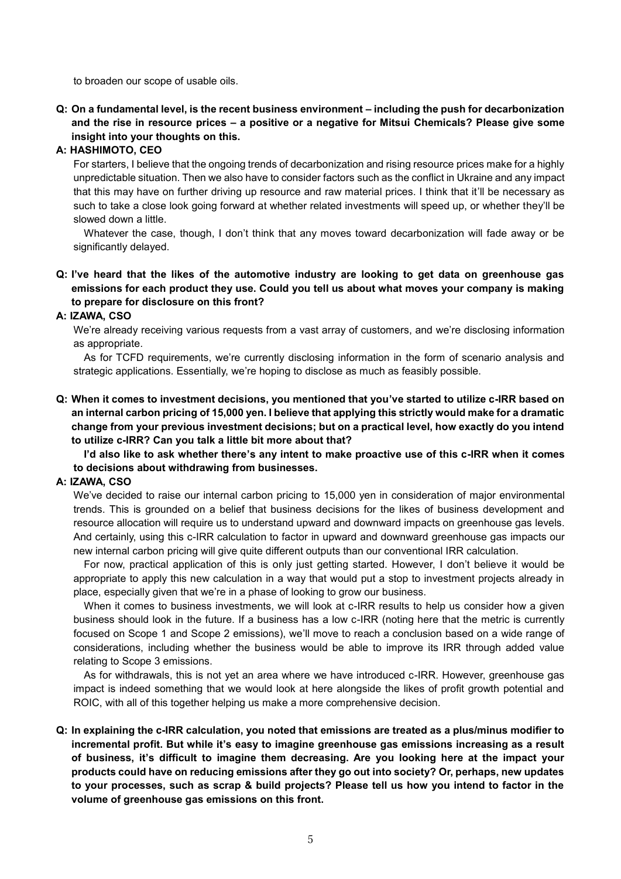to broaden our scope of usable oils.

**Q: On a fundamental level, is the recent business environment – including the push for decarbonization and the rise in resource prices – a positive or a negative for Mitsui Chemicals? Please give some insight into your thoughts on this.**

**A: HASHIMOTO, CEO**

For starters, I believe that the ongoing trends of decarbonization and rising resource prices make for a highly unpredictable situation. Then we also have to consider factors such as the conflict in Ukraine and any impact that this may have on further driving up resource and raw material prices. I think that it'll be necessary as such to take a close look going forward at whether related investments will speed up, or whether they'll be slowed down a little.

Whatever the case, though, I don't think that any moves toward decarbonization will fade away or be significantly delayed.

**Q: I've heard that the likes of the automotive industry are looking to get data on greenhouse gas emissions for each product they use. Could you tell us about what moves your company is making to prepare for disclosure on this front?**

**A: IZAWA, CSO**

We're already receiving various requests from a vast array of customers, and we're disclosing information as appropriate.

As for TCFD requirements, we're currently disclosing information in the form of scenario analysis and strategic applications. Essentially, we're hoping to disclose as much as feasibly possible.

**Q: When it comes to investment decisions, you mentioned that you've started to utilize c-IRR based on an internal carbon pricing of 15,000 yen. I believe that applying this strictly would make for a dramatic change from your previous investment decisions; but on a practical level, how exactly do you intend to utilize c-IRR? Can you talk a little bit more about that?**

**I'd also like to ask whether there's any intent to make proactive use of this c-IRR when it comes to decisions about withdrawing from businesses.**

**A: IZAWA, CSO**

We've decided to raise our internal carbon pricing to 15,000 yen in consideration of major environmental trends. This is grounded on a belief that business decisions for the likes of business development and resource allocation will require us to understand upward and downward impacts on greenhouse gas levels. And certainly, using this c-IRR calculation to factor in upward and downward greenhouse gas impacts our new internal carbon pricing will give quite different outputs than our conventional IRR calculation.

For now, practical application of this is only just getting started. However, I don't believe it would be appropriate to apply this new calculation in a way that would put a stop to investment projects already in place, especially given that we're in a phase of looking to grow our business.

When it comes to business investments, we will look at c-IRR results to help us consider how a given business should look in the future. If a business has a low c-IRR (noting here that the metric is currently focused on Scope 1 and Scope 2 emissions), we'll move to reach a conclusion based on a wide range of considerations, including whether the business would be able to improve its IRR through added value relating to Scope 3 emissions.

As for withdrawals, this is not yet an area where we have introduced c-IRR. However, greenhouse gas impact is indeed something that we would look at here alongside the likes of profit growth potential and ROIC, with all of this together helping us make a more comprehensive decision.

**Q: In explaining the c-IRR calculation, you noted that emissions are treated as a plus/minus modifier to incremental profit. But while it's easy to imagine greenhouse gas emissions increasing as a result of business, it's difficult to imagine them decreasing. Are you looking here at the impact your products could have on reducing emissions after they go out into society? Or, perhaps, new updates to your processes, such as scrap & build projects? Please tell us how you intend to factor in the volume of greenhouse gas emissions on this front.**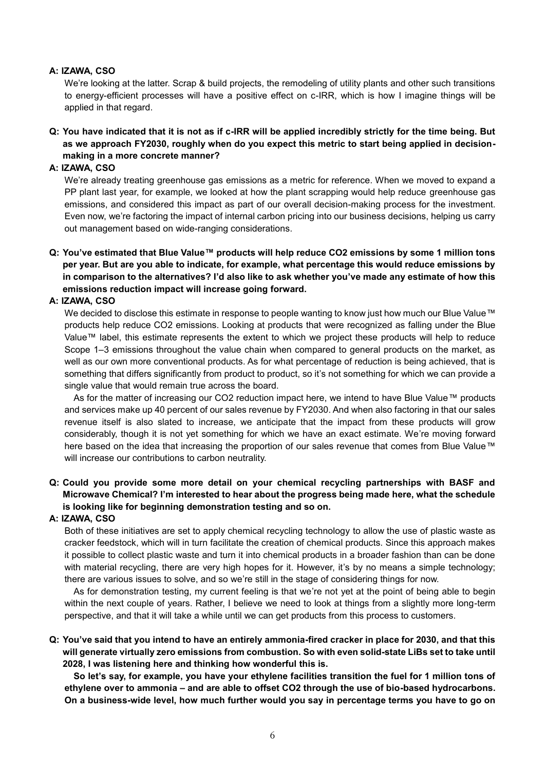**A: IZAWA, CSO**

We're looking at the latter. Scrap & build projects, the remodeling of utility plants and other such transitions to energy-efficient processes will have a positive effect on c-IRR, which is how I imagine things will be applied in that regard.

**Q: You have indicated that it is not as if c-IRR will be applied incredibly strictly for the time being. But as we approach FY2030, roughly when do you expect this metric to start being applied in decision-making in a more concrete manner?**

**A: IZAWA, CSO**

We're already treating greenhouse gas emissions as a metric for reference. When we moved to expand a PP plant last year, for example, we looked at how the plant scrapping would help reduce greenhouse gas emissions, and considered this impact as part of our overall decision-making process for the investment. Even now, we're factoring the impact of internal carbon pricing into our business decisions, helping us carry out management based on wide-ranging considerations.

**Q: You've estimated that Blue Value™ products will help reduce CO2 emissions by some 1 million tons per year. But are you able to indicate, for example, what percentage this would reduce emissions by in comparison to the alternatives? I'd also like to ask whether you've made any estimate of how this emissions reduction impact will increase going forward.**

**A: IZAWA, CSO**

We decided to disclose this estimate in response to people wanting to know just how much our Blue Value™ products help reduce CO2 emissions. Looking at products that were recognized as falling under the Blue Value™ label, this estimate represents the extent to which we project these products will help to reduce Scope 1–3 emissions throughout the value chain when compared to general products on the market, as well as our own more conventional products. As for what percentage of reduction is being achieved, that is something that differs significantly from product to product, so it's not something for which we can provide a single value that would remain true across the board.

As for the matter of increasing our CO2 reduction impact here, we intend to have Blue Value™ products and services make up 40 percent of our sales revenue by FY2030. And when also factoring in that our sales revenue itself is also slated to increase, we anticipate that the impact from these products will grow considerably, though it is not yet something for which we have an exact estimate. We're moving forward here based on the idea that increasing the proportion of our sales revenue that comes from Blue Value™ will increase our contributions to carbon neutrality.

**Q: Could you provide some more detail on your chemical recycling partnerships with BASF and Microwave Chemical? I'm interested to hear about the progress being made here, what the schedule is looking like for beginning demonstration testing and so on.**

**A: IZAWA, CSO**

Both of these initiatives are set to apply chemical recycling technology to allow the use of plastic waste as cracker feedstock, which will in turn facilitate the creation of chemical products. Since this approach makes it possible to collect plastic waste and turn it into chemical products in a broader fashion than can be done with material recycling, there are very high hopes for it. However, it's by no means a simple technology; there are various issues to solve, and so we're still in the stage of considering things for now.

As for demonstration testing, my current feeling is that we're not yet at the point of being able to begin within the next couple of years. Rather, I believe we need to look at things from a slightly more long-term perspective, and that it will take a while until we can get products from this process to customers.

**Q: You've said that you intend to have an entirely ammonia-fired cracker in place for 2030, and that this will generate virtually zero emissions from combustion. So with even solid-state LiBs set to take until 2028, I was listening here and thinking how wonderful this is.**

**So let's say, for example, you have your ethylene facilities transition the fuel for 1 million tons of ethylene over to ammonia – and are able to offset CO2 through the use of bio-based hydrocarbons. On a business-wide level, how much further would you say in percentage terms you have to go on**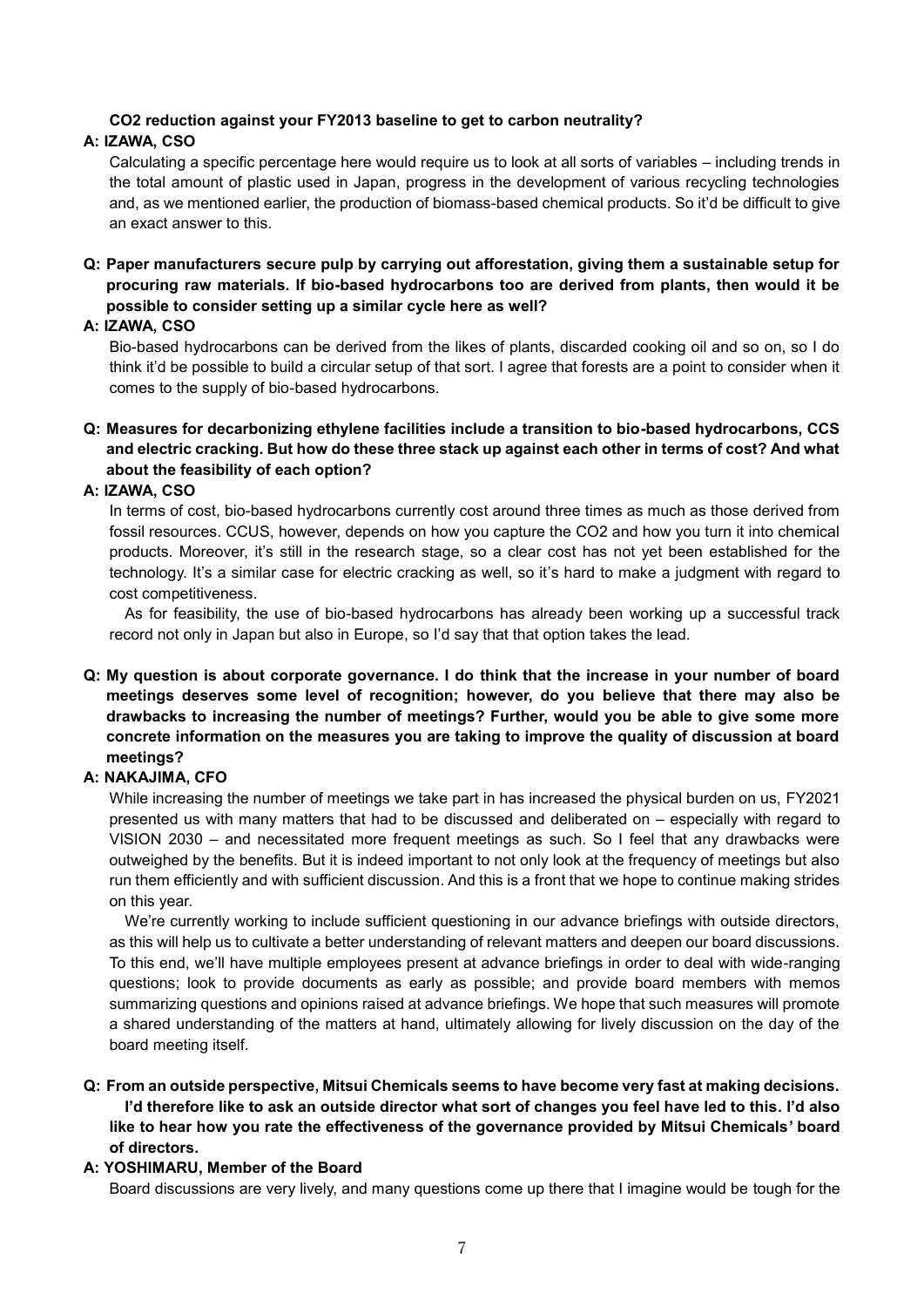**CO2 reduction against your FY2013 baseline to get to carbon neutrality?**

**A: IZAWA, CSO**

Calculating a specific percentage here would require us to look at all sorts of variables – including trends in the total amount of plastic used in Japan, progress in the development of various recycling technologies and, as we mentioned earlier, the production of biomass-based chemical products. So it'd be difficult to give an exact answer to this.

**Q: Paper manufacturers secure pulp by carrying out afforestation, giving them a sustainable setup for procuring raw materials. If bio-based hydrocarbons too are derived from plants, then would it be possible to consider setting up a similar cycle here as well?**

**A: IZAWA, CSO**

Bio-based hydrocarbons can be derived from the likes of plants, discarded cooking oil and so on, so I do think it'd be possible to build a circular setup of that sort. I agree that forests are a point to consider when it comes to the supply of bio-based hydrocarbons.

**Q: Measures for decarbonizing ethylene facilities include a transition to bio-based hydrocarbons, CCS and electric cracking. But how do these three stack up against each other in terms of cost? And what about the feasibility of each option?**

**A: IZAWA, CSO**

In terms of cost, bio-based hydrocarbons currently cost around three times as much as those derived from fossil resources. CCUS, however, depends on how you capture the CO2 and how you turn it into chemical products. Moreover, it's still in the research stage, so a clear cost has not yet been established for the technology. It's a similar case for electric cracking as well, so it's hard to make a judgment with regard to cost competitiveness.

As for feasibility, the use of bio-based hydrocarbons has already been working up a successful track record not only in Japan but also in Europe, so I'd say that that option takes the lead.

**Q: My question is about corporate governance. I do think that the increase in your number of board meetings deserves some level of recognition; however, do you believe that there may also be drawbacks to increasing the number of meetings? Further, would you be able to give some more concrete information on the measures you are taking to improve the quality of discussion at board meetings?**

**A: NAKAJIMA, CFO**

While increasing the number of meetings we take part in has increased the physical burden on us, FY2021 presented us with many matters that had to be discussed and deliberated on – especially with regard to VISION 2030 – and necessitated more frequent meetings as such. So I feel that any drawbacks were outweighed by the benefits. But it is indeed important to not only look at the frequency of meetings but also run them efficiently and with sufficient discussion. And this is a front that we hope to continue making strides on this year.

We're currently working to include sufficient questioning in our advance briefings with outside directors, as this will help us to cultivate a better understanding of relevant matters and deepen our board discussions. To this end, we'll have multiple employees present at advance briefings in order to deal with wide-ranging questions; look to provide documents as early as possible; and provide board members with memos summarizing questions and opinions raised at advance briefings. We hope that such measures will promote a shared understanding of the matters at hand, ultimately allowing for lively discussion on the day of the board meeting itself.

**Q: From an outside perspective, Mitsui Chemicals seems to have become very fast at making decisions. I'd therefore like to ask an outside director what sort of changes you feel have led to this. I'd also like to hear how you rate the effectiveness of the governance provided by Mitsui Chemicals' board of directors.**

**A: YOSHIMARU, Member of the Board**

Board discussions are very lively, and many questions come up there that I imagine would be tough for the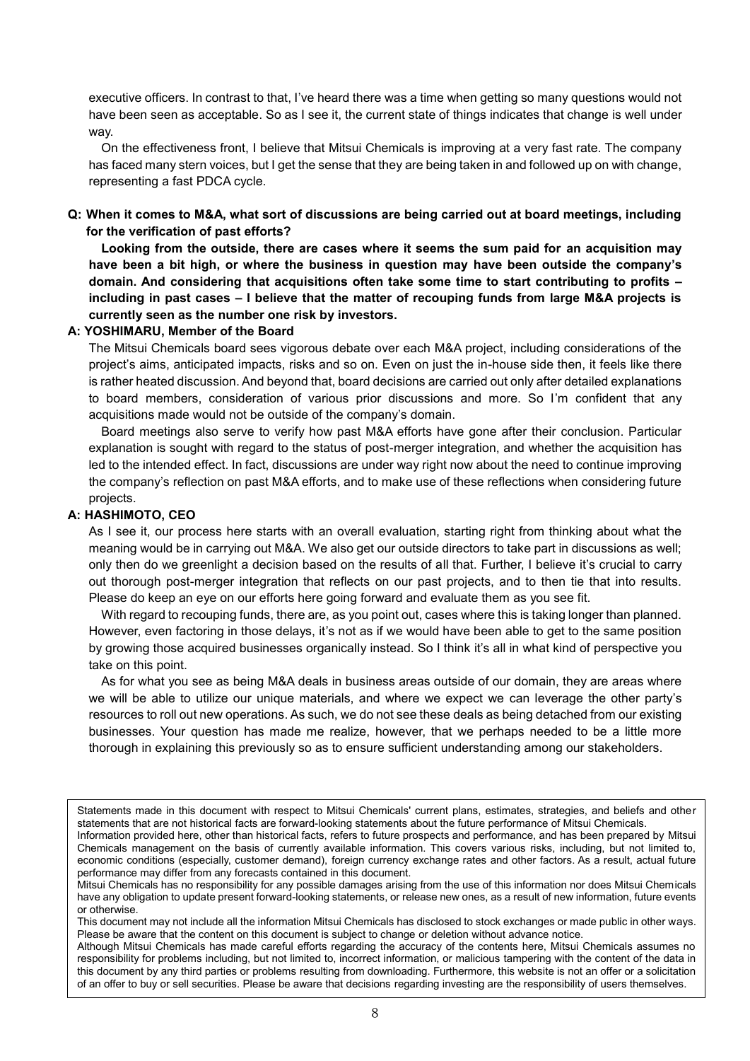executive officers. In contrast to that, I've heard there was a time when getting so many questions would not have been seen as acceptable. So as I see it, the current state of things indicates that change is well under way.

On the effectiveness front, I believe that Mitsui Chemicals is improving at a very fast rate. The company has faced many stern voices, but I get the sense that they are being taken in and followed up on with change, representing a fast PDCA cycle.

**Q: When it comes to M&A, what sort of discussions are being carried out at board meetings, including for the verification of past efforts?**

**Looking from the outside, there are cases where it seems the sum paid for an acquisition may have been a bit high, or where the business in question may have been outside the company's domain. And considering that acquisitions often take some time to start contributing to profits – including in past cases – I believe that the matter of recouping funds from large M&A projects is currently seen as the number one risk by investors.**

**A: YOSHIMARU, Member of the Board**

The Mitsui Chemicals board sees vigorous debate over each M&A project, including considerations of the project's aims, anticipated impacts, risks and so on. Even on just the in-house side then, it feels like there is rather heated discussion. And beyond that, board decisions are carried out only after detailed explanations to board members, consideration of various prior discussions and more. So I'm confident that any acquisitions made would not be outside of the company's domain.

Board meetings also serve to verify how past M&A efforts have gone after their conclusion. Particular explanation is sought with regard to the status of post-merger integration, and whether the acquisition has led to the intended effect. In fact, discussions are under way right now about the need to continue improving the company's reflection on past M&A efforts, and to make use of these reflections when considering future projects.

**A: HASHIMOTO, CEO**

As I see it, our process here starts with an overall evaluation, starting right from thinking about what the meaning would be in carrying out M&A. We also get our outside directors to take part in discussions as well; only then do we greenlight a decision based on the results of all that. Further, I believe it's crucial to carry out thorough post-merger integration that reflects on our past projects, and to then tie that into results. Please do keep an eye on our efforts here going forward and evaluate them as you see fit.

With regard to recouping funds, there are, as you point out, cases where this is taking longer than planned. However, even factoring in those delays, it's not as if we would have been able to get to the same position by growing those acquired businesses organically instead. So I think it's all in what kind of perspective you take on this point.

As for what you see as being M&A deals in business areas outside of our domain, they are areas where we will be able to utilize our unique materials, and where we expect we can leverage the other party's resources to roll out new operations. As such, we do not see these deals as being detached from our existing businesses. Your question has made me realize, however, that we perhaps needed to be a little more thorough in explaining this previously so as to ensure sufficient understanding among our stakeholders.

---

Statements made in this document with respect to Mitsui Chemicals' current plans, estimates, strategies, and beliefs and other statements that are not historical facts are forward-looking statements about the future performance of Mitsui Chemicals.
Information provided here, other than historical facts, refers to future prospects and performance, and has been prepared by Mitsui Chemicals management on the basis of currently available information. This covers various risks, including, but not limited to, economic conditions (especially, customer demand), foreign currency exchange rates and other factors. As a result, actual future performance may differ from any forecasts contained in this document.
Mitsui Chemicals has no responsibility for any possible damages arising from the use of this information nor does Mitsui Chemicals have any obligation to update present forward-looking statements, or release new ones, as a result of new information, future events or otherwise.
This document may not include all the information Mitsui Chemicals has disclosed to stock exchanges or made public in other ways. Please be aware that the content on this document is subject to change or deletion without advance notice.
Although Mitsui Chemicals has made careful efforts regarding the accuracy of the contents here, Mitsui Chemicals assumes no responsibility for problems including, but not limited to, incorrect information, or malicious tampering with the content of the data in this document by any third parties or problems resulting from downloading. Furthermore, this website is not an offer or a solicitation of an offer to buy or sell securities. Please be aware that decisions regarding investing are the responsibility of users themselves.